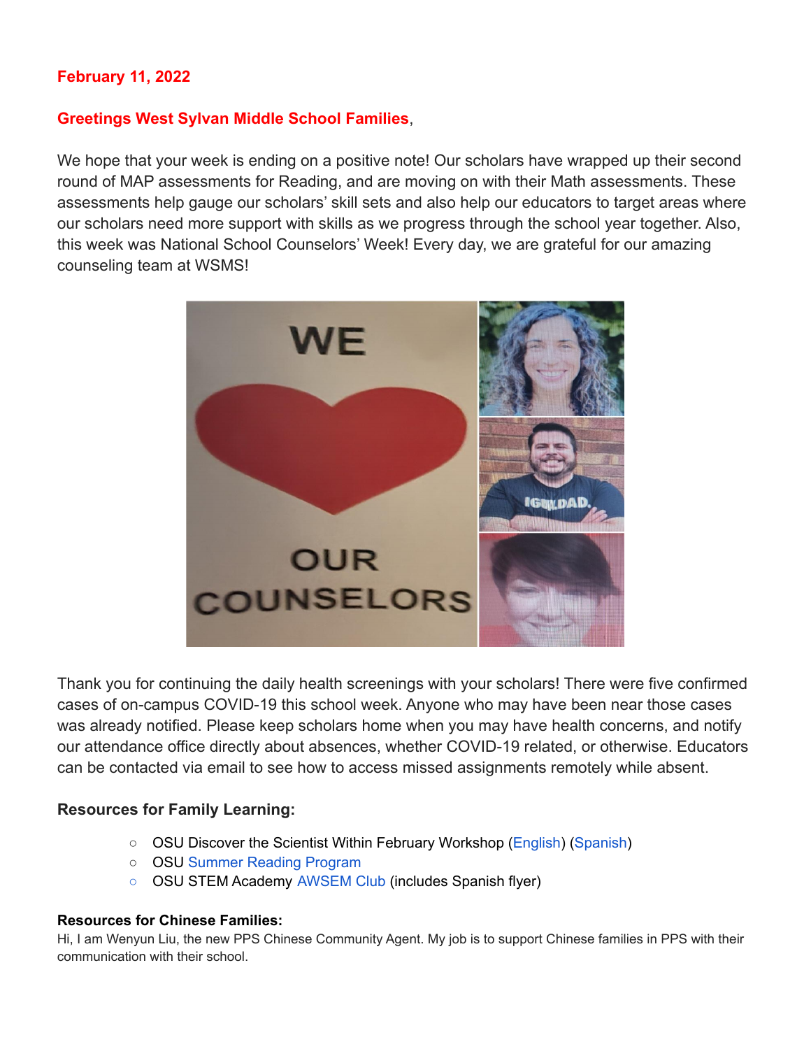**February 11, 2022**

**Greetings West Sylvan Middle School Families**,

We hope that your week is ending on a positive note! Our scholars have wrapped up their second round of MAP assessments for Reading, and are moving on with their Math assessments. These assessments help gauge our scholars' skill sets and also help our educators to target areas where our scholars need more support with skills as we progress through the school year together. Also, this week was National School Counselors' Week! Every day, we are grateful for our amazing counseling team at WSMS!

Thank you for continuing the daily health screenings with your scholars! There were five confirmed cases of on-campus COVID-19 this school week. Anyone who may have been near those cases was already notified. Please keep scholars home when you may have health concerns, and notify our attendance office directly about absences, whether COVID-19 related, or otherwise. Educators can be contacted via email to see how to access missed assignments remotely while absent.

**Resources for Family Learning:**

- OSU Discover the Scientist Within February Workshop (English) (Spanish)
- OSU Summer Reading Program
- OSU STEM Academy AWSEM Club (includes Spanish flyer)

**Resources for Chinese Families:**

Hi, I am Wenyun Liu, the new PPS Chinese Community Agent. My job is to support Chinese families in PPS with their communication with their school.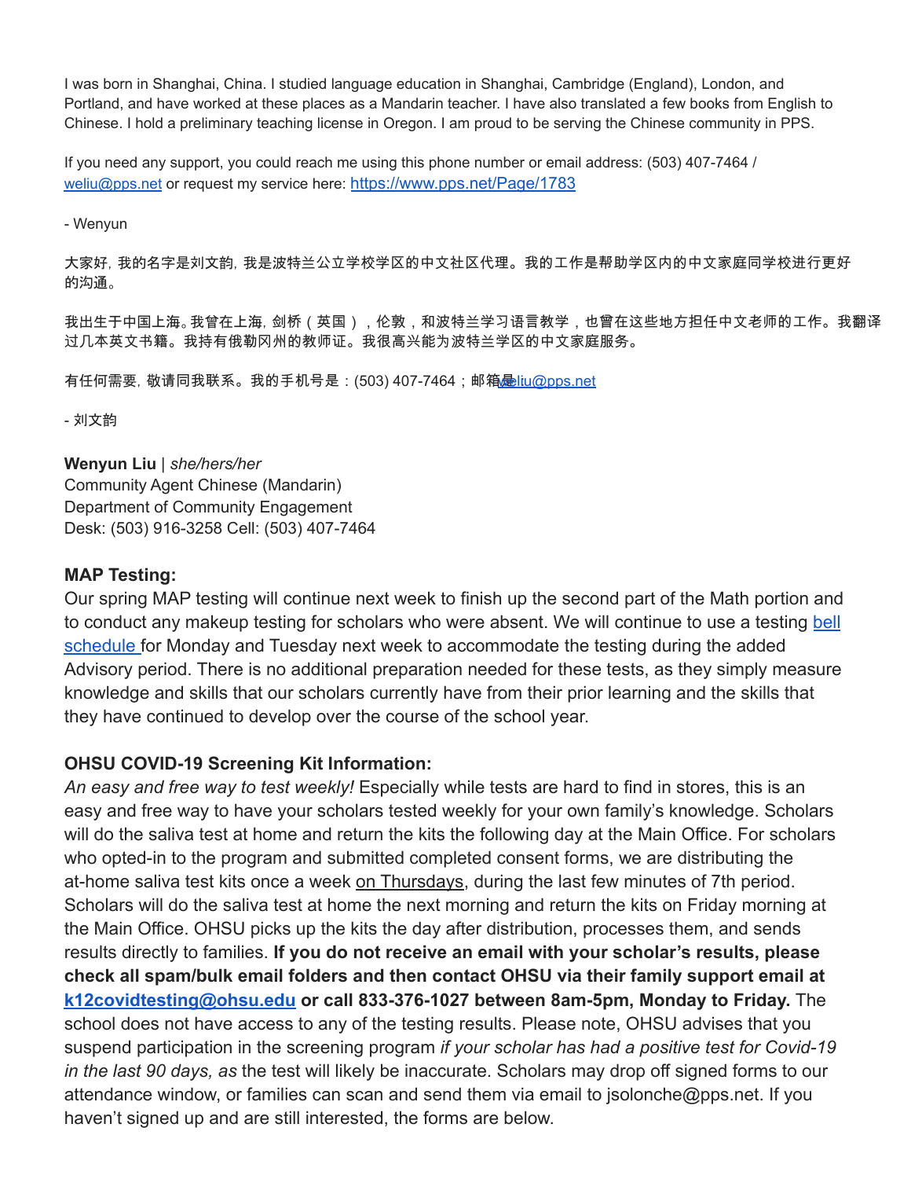I was born in Shanghai, China. I studied language education in Shanghai, Cambridge (England), London, and Portland, and have worked at these places as a Mandarin teacher. I have also translated a few books from English to Chinese. I hold a preliminary teaching license in Oregon. I am proud to be serving the Chinese community in PPS.

If you need any support, you could reach me using this phone number or email address: (503) 407-7464 / weliu@pps.net or request my service here: https://www.pps.net/Page/1783

- Wenyun

大家好，我的名字是刘文韵，我是波特兰公立学校学区的中文社区代理。我的工作是帮助学区内的中文家庭同学校进行更好的沟通。

我出生于中国上海。我曾在上海，剑桥（英国），伦敦，和波特兰学习语言教学，也曾在这些地方担任中文老师的工作。我翻译过几本英文书籍。我持有俄勒冈州的教师证。我很高兴能为波特兰学区的中文家庭服务。

有任何需要，敬请同我联系。我的手机号是：(503) 407-7464；邮箱是weliu@pps.net

- 刘文韵

**Wenyun Liu** | *she/hers/her*
Community Agent Chinese (Mandarin)
Department of Community Engagement
Desk: (503) 916-3258 Cell: (503) 407-7464

### MAP Testing:

Our spring MAP testing will continue next week to finish up the second part of the Math portion and to conduct any makeup testing for scholars who were absent. We will continue to use a testing bell schedule for Monday and Tuesday next week to accommodate the testing during the added Advisory period. There is no additional preparation needed for these tests, as they simply measure knowledge and skills that our scholars currently have from their prior learning and the skills that they have continued to develop over the course of the school year.

### OHSU COVID-19 Screening Kit Information:

*An easy and free way to test weekly!* Especially while tests are hard to find in stores, this is an easy and free way to have your scholars tested weekly for your own family's knowledge. Scholars will do the saliva test at home and return the kits the following day at the Main Office. For scholars who opted-in to the program and submitted completed consent forms, we are distributing the at-home saliva test kits once a week on Thursdays, during the last few minutes of 7th period. Scholars will do the saliva test at home the next morning and return the kits on Friday morning at the Main Office. OHSU picks up the kits the day after distribution, processes them, and sends results directly to families. **If you do not receive an email with your scholar's results, please check all spam/bulk email folders and then contact OHSU via their family support email at k12covidtesting@ohsu.edu or call 833-376-1027 between 8am-5pm, Monday to Friday.** The school does not have access to any of the testing results. Please note, OHSU advises that you suspend participation in the screening program *if your scholar has had a positive test for Covid-19 in the last 90 days, as* the test will likely be inaccurate. Scholars may drop off signed forms to our attendance window, or families can scan and send them via email to jsolonche@pps.net. If you haven't signed up and are still interested, the forms are below.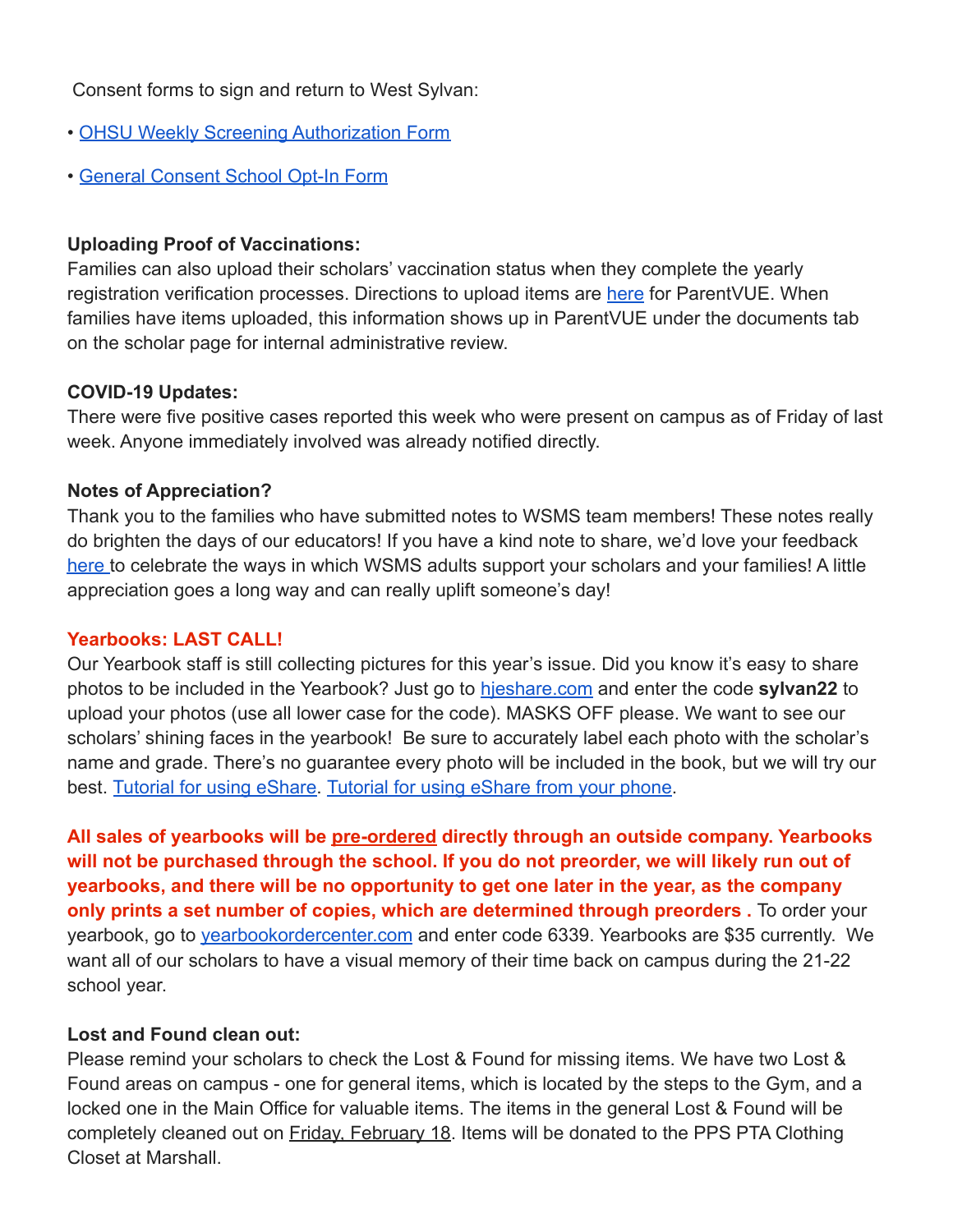Consent forms to sign and return to West Sylvan:

- OHSU Weekly Screening Authorization Form
- General Consent School Opt-In Form

**Uploading Proof of Vaccinations:**
Families can also upload their scholars' vaccination status when they complete the yearly registration verification processes. Directions to upload items are here for ParentVUE. When families have items uploaded, this information shows up in ParentVUE under the documents tab on the scholar page for internal administrative review.

**COVID-19 Updates:**
There were five positive cases reported this week who were present on campus as of Friday of last week. Anyone immediately involved was already notified directly.

**Notes of Appreciation?**
Thank you to the families who have submitted notes to WSMS team members! These notes really do brighten the days of our educators! If you have a kind note to share, we'd love your feedback here to celebrate the ways in which WSMS adults support your scholars and your families! A little appreciation goes a long way and can really uplift someone's day!

**Yearbooks: LAST CALL!**
Our Yearbook staff is still collecting pictures for this year's issue. Did you know it's easy to share photos to be included in the Yearbook? Just go to hjeshare.com and enter the code **sylvan22** to upload your photos (use all lower case for the code). MASKS OFF please. We want to see our scholars' shining faces in the yearbook! Be sure to accurately label each photo with the scholar's name and grade. There's no guarantee every photo will be included in the book, but we will try our best. Tutorial for using eShare. Tutorial for using eShare from your phone.

**All sales of yearbooks will be pre-ordered directly through an outside company. Yearbooks will not be purchased through the school. If you do not preorder, we will likely run out of yearbooks, and there will be no opportunity to get one later in the year, as the company only prints a set number of copies, which are determined through preorders .** To order your yearbook, go to yearbookordercenter.com and enter code 6339. Yearbooks are $35 currently. We want all of our scholars to have a visual memory of their time back on campus during the 21-22 school year.

**Lost and Found clean out:**
Please remind your scholars to check the Lost & Found for missing items. We have two Lost & Found areas on campus - one for general items, which is located by the steps to the Gym, and a locked one in the Main Office for valuable items. The items in the general Lost & Found will be completely cleaned out on Friday, February 18. Items will be donated to the PPS PTA Clothing Closet at Marshall.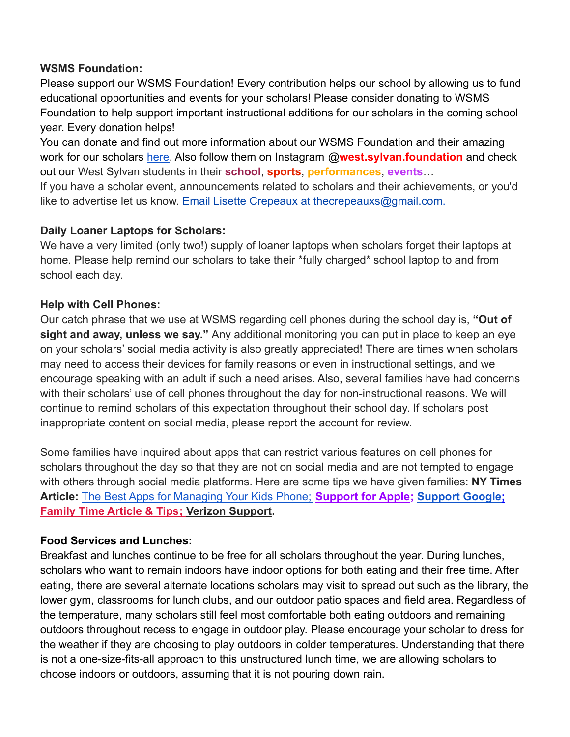**WSMS Foundation:**
Please support our WSMS Foundation! Every contribution helps our school by allowing us to fund educational opportunities and events for your scholars! Please consider donating to WSMS Foundation to help support important instructional additions for our scholars in the coming school year. Every donation helps!
You can donate and find out more information about our WSMS Foundation and their amazing work for our scholars here. Also follow them on Instagram @**west.sylvan.foundation** and check out our West Sylvan students in their **school**, **sports**, **performances**, **events**…
If you have a scholar event, announcements related to scholars and their achievements, or you'd like to advertise let us know. Email Lisette Crepeaux at thecrepeauxs@gmail.com.

**Daily Loaner Laptops for Scholars:**
We have a very limited (only two!) supply of loaner laptops when scholars forget their laptops at home. Please help remind our scholars to take their *fully charged* school laptop to and from school each day.

**Help with Cell Phones:**
Our catch phrase that we use at WSMS regarding cell phones during the school day is, **"Out of sight and away, unless we say."** Any additional monitoring you can put in place to keep an eye on your scholars' social media activity is also greatly appreciated! There are times when scholars may need to access their devices for family reasons or even in instructional settings, and we encourage speaking with an adult if such a need arises. Also, several families have had concerns with their scholars' use of cell phones throughout the day for non-instructional reasons. We will continue to remind scholars of this expectation throughout their school day. If scholars post inappropriate content on social media, please report the account for review.

Some families have inquired about apps that can restrict various features on cell phones for scholars throughout the day so that they are not on social media and are not tempted to engage with others through social media platforms. Here are some tips we have given families: **NY Times Article:** The Best Apps for Managing Your Kids Phone; **Support for Apple; Support Google; Family Time Article & Tips; Verizon Support.**

**Food Services and Lunches:**
Breakfast and lunches continue to be free for all scholars throughout the year. During lunches, scholars who want to remain indoors have indoor options for both eating and their free time. After eating, there are several alternate locations scholars may visit to spread out such as the library, the lower gym, classrooms for lunch clubs, and our outdoor patio spaces and field area. Regardless of the temperature, many scholars still feel most comfortable both eating outdoors and remaining outdoors throughout recess to engage in outdoor play. Please encourage your scholar to dress for the weather if they are choosing to play outdoors in colder temperatures. Understanding that there is not a one-size-fits-all approach to this unstructured lunch time, we are allowing scholars to choose indoors or outdoors, assuming that it is not pouring down rain.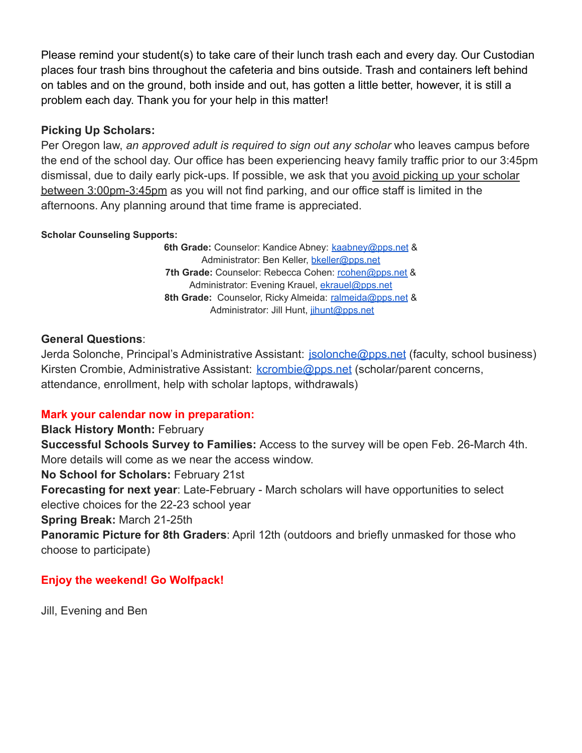Please remind your student(s) to take care of their lunch trash each and every day. Our Custodian places four trash bins throughout the cafeteria and bins outside. Trash and containers left behind on tables and on the ground, both inside and out, has gotten a little better, however, it is still a problem each day. Thank you for your help in this matter!

**Picking Up Scholars:**

Per Oregon law, *an approved adult is required to sign out any scholar* who leaves campus before the end of the school day. Our office has been experiencing heavy family traffic prior to our 3:45pm dismissal, due to daily early pick-ups. If possible, we ask that you <u>avoid picking up your scholar between 3:00pm-3:45pm</u> as you will not find parking, and our office staff is limited in the afternoons. Any planning around that time frame is appreciated.

**Scholar Counseling Supports:**

**6th Grade:** Counselor: Kandice Abney: kaabney@pps.net & Administrator: Ben Keller, bkeller@pps.net

**7th Grade:** Counselor: Rebecca Cohen: rcohen@pps.net & Administrator: Evening Krauel, ekrauel@pps.net

**8th Grade:** Counselor, Ricky Almeida: ralmeida@pps.net & Administrator: Jill Hunt, jihunt@pps.net

**General Questions**:

Jerda Solonche, Principal's Administrative Assistant: jsolonche@pps.net (faculty, school business)
Kirsten Crombie, Administrative Assistant: kcrombie@pps.net (scholar/parent concerns, attendance, enrollment, help with scholar laptops, withdrawals)

**Mark your calendar now in preparation:**

**Black History Month:** February
**Successful Schools Survey to Families:** Access to the survey will be open Feb. 26-March 4th. More details will come as we near the access window.
**No School for Scholars:** February 21st
**Forecasting for next year**: Late-February - March scholars will have opportunities to select elective choices for the 22-23 school year
**Spring Break:** March 21-25th
**Panoramic Picture for 8th Graders**: April 12th (outdoors and briefly unmasked for those who choose to participate)

**Enjoy the weekend! Go Wolfpack!**

Jill, Evening and Ben